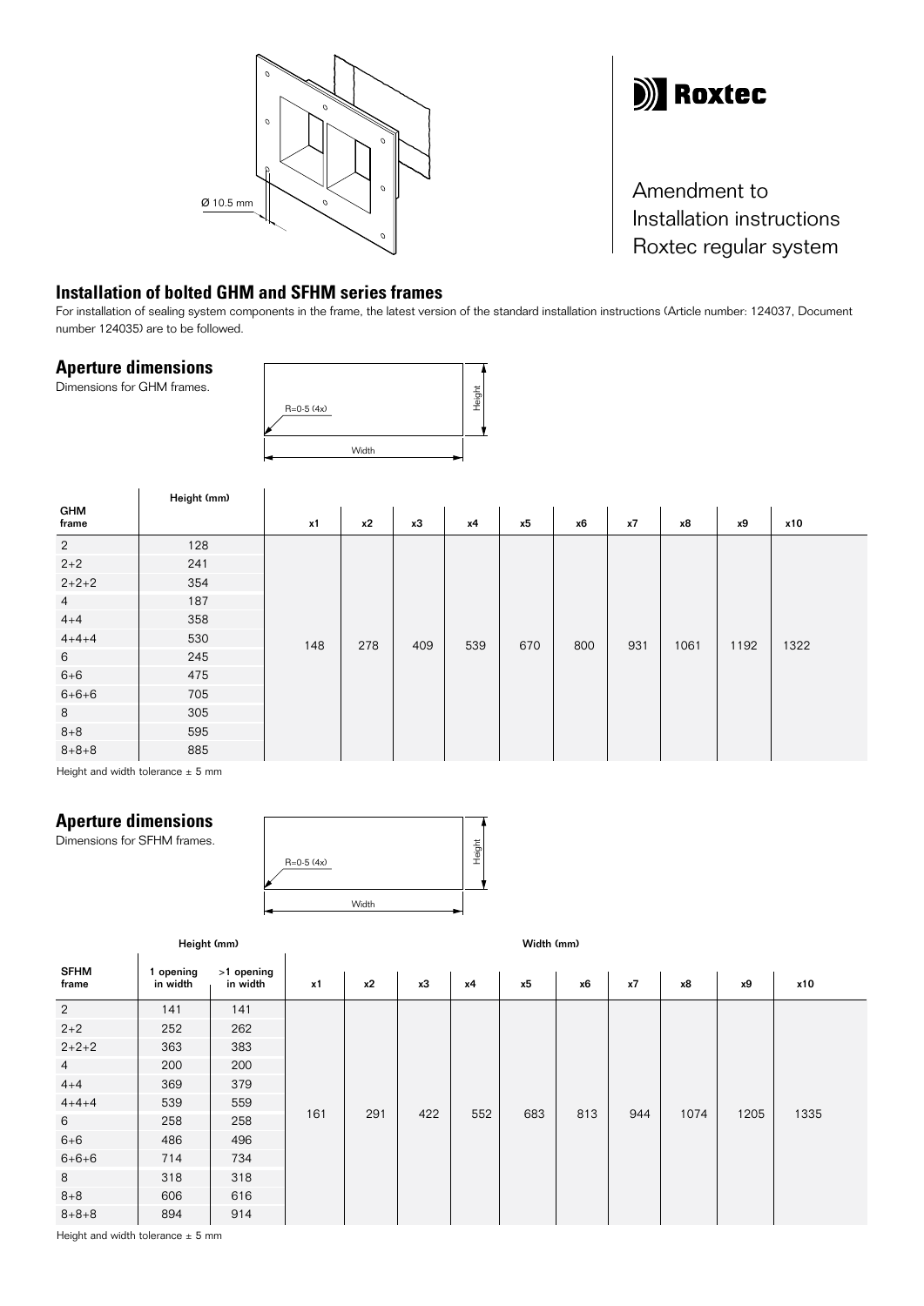Roxtec

Amendment to Installation instructions Roxtec regular system

## Installation of bolted GHM and SFHM series frames

For installation of sealing system components in the frame, the latest version of the standard installation instructions (Article number: 124037, Document number 124035) are to be followed.

Ø 10.5 mm

## Aperture dimensions

Dimensions for GHM frames.

R=0-5 (4x)

Height

Width

| GHM frame | Height (mm) | x1 | x2 | x3 | x4 | x5 | x6 | x7 | x8 | x9 | x10 |
|---|---|---|---|---|---|---|---|---|---|---|---|
| 2 | 128 | 148 | 278 | 409 | 539 | 670 | 800 | 931 | 1061 | 1192 | 1322 |
| 2+2 | 241 | | | | | | | | | | |
| 2+2+2 | 354 | | | | | | | | | | |
| 4 | 187 | | | | | | | | | | |
| 4+4 | 358 | | | | | | | | | | |
| 4+4+4 | 530 | | | | | | | | | | |
| 6 | 245 | | | | | | | | | | |
| 6+6 | 475 | | | | | | | | | | |
| 6+6+6 | 705 | | | | | | | | | | |
| 8 | 305 | | | | | | | | | | |
| 8+8 | 595 | | | | | | | | | | |
| 8+8+8 | 885 | | | | | | | | | | |

Height and width tolerance ± 5 mm

## Aperture dimensions

Dimensions for SFHM frames.

R=0-5 (4x)

Height

Width

| SFHM frame | Height (mm) | | Width (mm) | | | | | | | | | |
|---|---|---|---|---|---|---|---|---|---|---|---|---|
| | 1 opening in width | >1 opening in width | x1 | x2 | x3 | x4 | x5 | x6 | x7 | x8 | x9 | x10 |
| 2 | 141 | 141 | 161 | 291 | 422 | 552 | 683 | 813 | 944 | 1074 | 1205 | 1335 |
| 2+2 | 252 | 262 | | | | | | | | | | |
| 2+2+2 | 363 | 383 | | | | | | | | | | |
| 4 | 200 | 200 | | | | | | | | | | |
| 4+4 | 369 | 379 | | | | | | | | | | |
| 4+4+4 | 539 | 559 | | | | | | | | | | |
| 6 | 258 | 258 | | | | | | | | | | |
| 6+6 | 486 | 496 | | | | | | | | | | |
| 6+6+6 | 714 | 734 | | | | | | | | | | |
| 8 | 318 | 318 | | | | | | | | | | |
| 8+8 | 606 | 616 | | | | | | | | | | |
| 8+8+8 | 894 | 914 | | | | | | | | | | |

Height and width tolerance ± 5 mm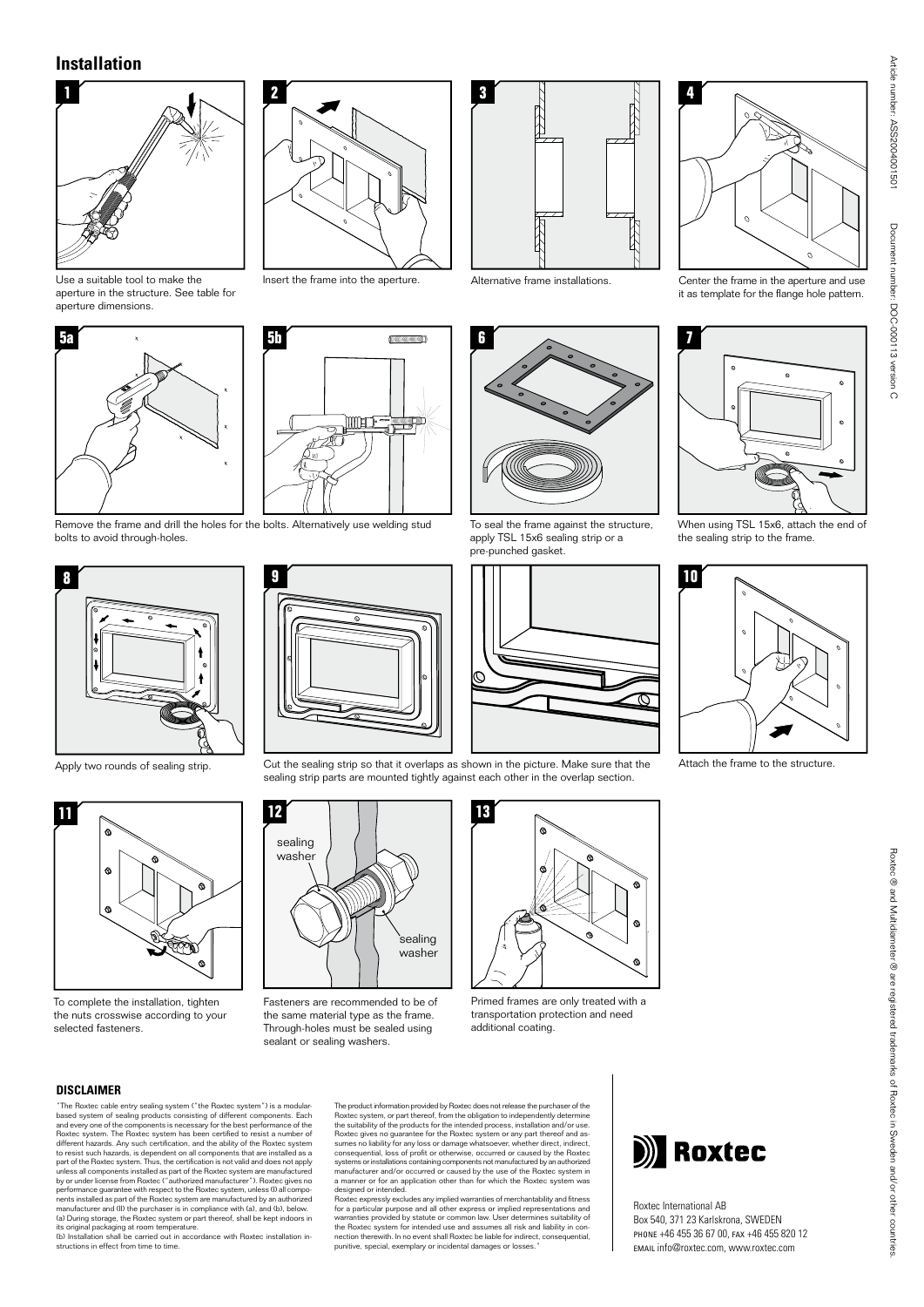## Installation

**1**

Use a suitable tool to make the aperture in the structure. See table for aperture dimensions.

**2**

Insert the frame into the aperture.

**3**

Alternative frame installations.

**4**

Center the frame in the aperture and use it as template for the flange hole pattern.

**5a** **5b**

Remove the frame and drill the holes for the bolts. Alternatively use welding stud bolts to avoid through-holes.

**6**

To seal the frame against the structure, apply TSL 15x6 sealing strip or a pre-punched gasket.

**7**

When using TSL 15x6, attach the end of the sealing strip to the frame.

**8**

Apply two rounds of sealing strip.

**9**

Cut the sealing strip so that it overlaps as shown in the picture. Make sure that the sealing strip parts are mounted tightly against each other in the overlap section.

**10**

Attach the frame to the structure.

**11**

To complete the installation, tighten the nuts crosswise according to your selected fasteners.

**12**

sealing washer

sealing washer

Fasteners are recommended to be of the same material type as the frame. Through-holes must be sealed using sealant or sealing washers.

**13**

Primed frames are only treated with a transportation protection and need additional coating.

### DISCLAIMER

"The Roxtec cable entry sealing system ("the Roxtec system") is a modular-based system of sealing products consisting of different components. Each and every one of the components is necessary for the best performance of the Roxtec system. The Roxtec system has been certified to resist a number of different hazards. Any such certification, and the ability of the Roxtec system to resist such hazards, is dependent on all components that are installed as a part of the Roxtec system. Thus, the certification is not valid and does not apply unless all components installed as part of the Roxtec system are manufactured by or under license from Roxtec ("authorized manufacturer"). Roxtec gives no performance guarantee with respect to the Roxtec system, unless (I) all components installed as part of the Roxtec system are manufactured by an authorized manufacturer and (II) the purchaser is in compliance with (a), and (b), below.
(a) During storage, the Roxtec system or part thereof, shall be kept indoors in its original packaging at room temperature.
(b) Installation shall be carried out in accordance with Roxtec installation instructions in effect from time to time.

The product information provided by Roxtec does not release the purchaser of the Roxtec system, or part thereof, from the obligation to independently determine the suitability of the products for the intended process, installation and/or use. Roxtec gives no guarantee for the Roxtec system or any part thereof and assumes no liability for any loss or damage whatsoever, whether direct, indirect, consequential, loss of profit or otherwise, occurred or caused by the Roxtec systems or installations containing components not manufactured by an authorized manufacturer and/or occurred or caused by the use of the Roxtec system in a manner or for an application other than for which the Roxtec system was designed or intended.
Roxtec expressly excludes any implied warranties of merchantability and fitness for a particular purpose and all other express or implied representations and warranties provided by statute or common law. User determines suitability of the Roxtec system for intended use and assumes all risk and liability in connection therewith. In no event shall Roxtec be liable for indirect, consequential, punitive, special, exemplary or incidental damages or losses."

Roxtec

Roxtec International AB
Box 540, 371 23 Karlskrona, SWEDEN
PHONE +46 455 36 67 00, FAX +46 455 820 12
EMAIL info@roxtec.com, www.roxtec.com

Article number: ASS2004001501 Document number: DOC-000113 version C

Roxtec ® and Multidiameter ® are registered trademarks of Roxtec in Sweden and/or other countries.